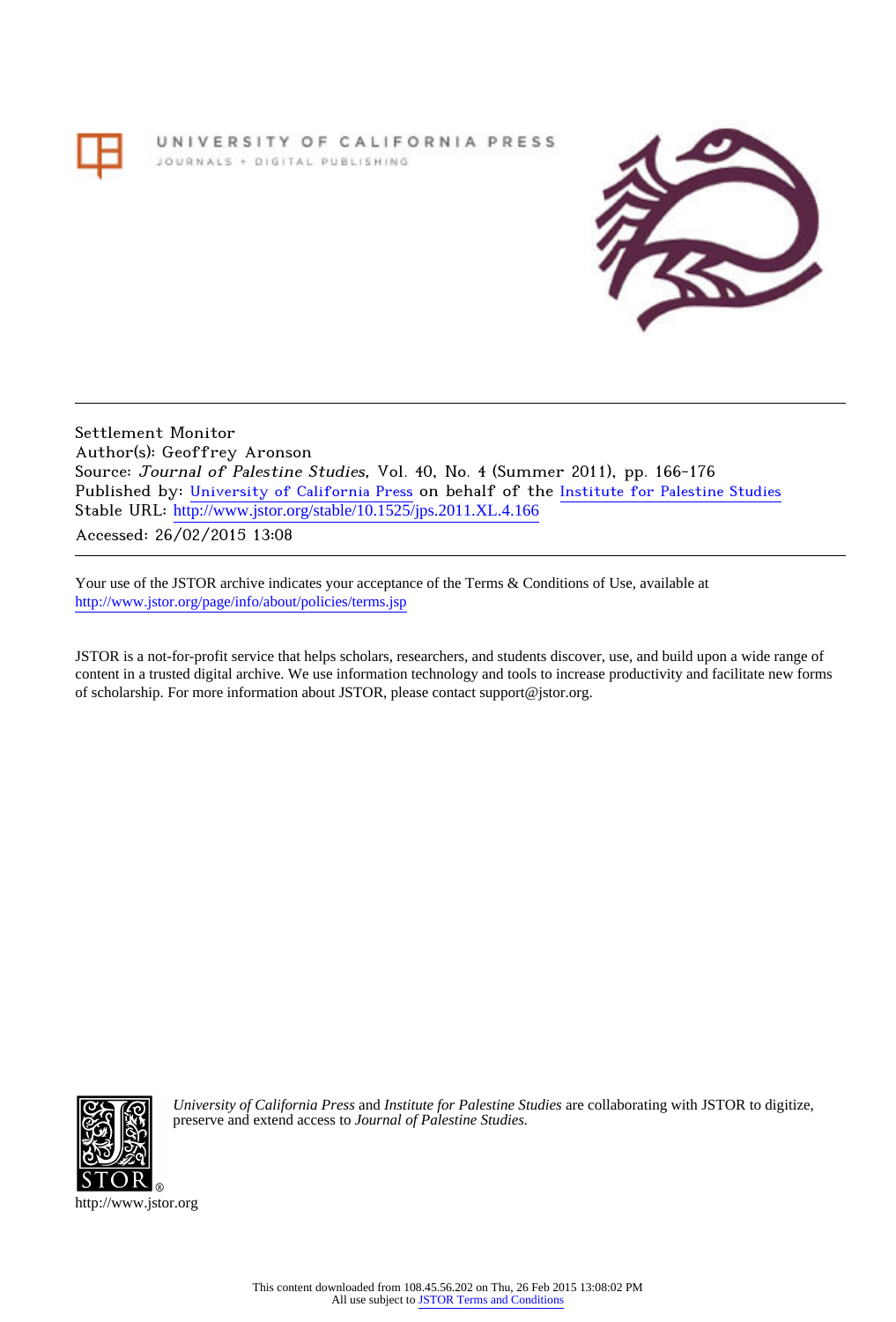UNIVERSITY OF CALIFORNIA PRESS
JOURNALS + DIGITAL PUBLISHING

Settlement Monitor
Author(s): Geoffrey Aronson
Source: *Journal of Palestine Studies*, Vol. 40, No. 4 (Summer 2011), pp. 166-176
Published by: University of California Press on behalf of the Institute for Palestine Studies
Stable URL: http://www.jstor.org/stable/10.1525/jps.2011.XL.4.166
Accessed: 26/02/2015 13:08

Your use of the JSTOR archive indicates your acceptance of the Terms & Conditions of Use, available at http://www.jstor.org/page/info/about/policies/terms.jsp

JSTOR is a not-for-profit service that helps scholars, researchers, and students discover, use, and build upon a wide range of content in a trusted digital archive. We use information technology and tools to increase productivity and facilitate new forms of scholarship. For more information about JSTOR, please contact support@jstor.org.

*University of California Press* and *Institute for Palestine Studies* are collaborating with JSTOR to digitize, preserve and extend access to *Journal of Palestine Studies.*

http://www.jstor.org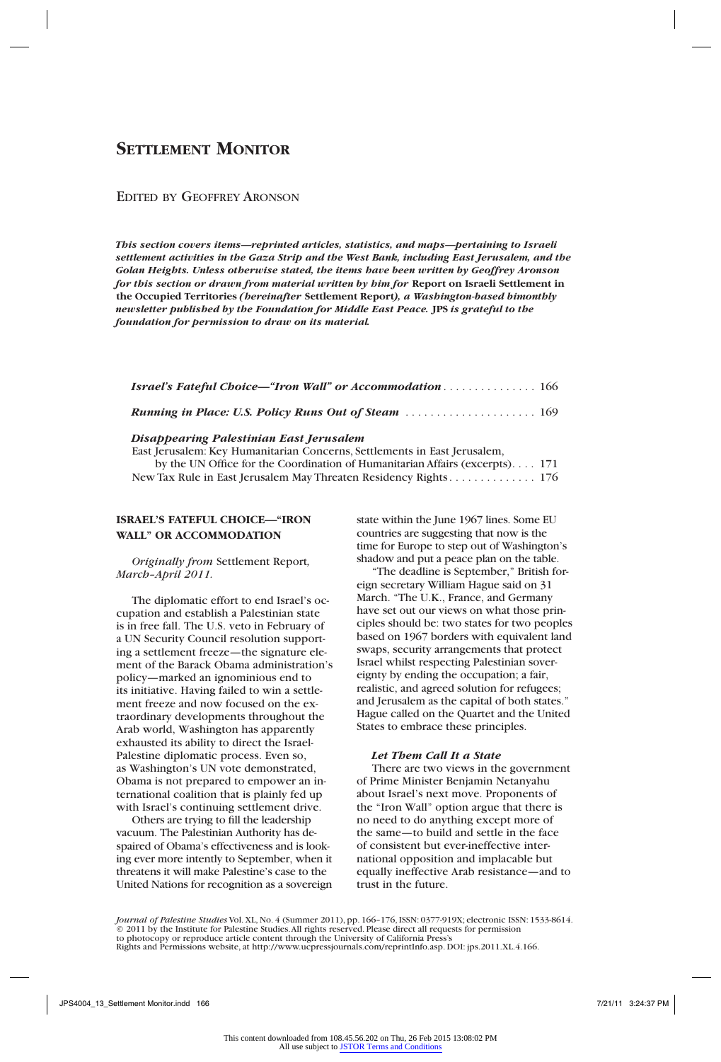# Settlement Monitor

Edited by Geoffrey Aronson

***This section covers items—reprinted articles, statistics, and maps—pertaining to Israeli settlement activities in the Gaza Strip and the West Bank, including East Jerusalem, and the Golan Heights. Unless otherwise stated, the items have been written by Geoffrey Aronson for this section or drawn from material written by him for* Report on Israeli Settlement in the Occupied Territories *(hereinafter* Settlement Report*), a Washington-based bimonthly newsletter published by the Foundation for Middle East Peace.* JPS *is grateful to the foundation for permission to draw on its material.***

***Israel's Fateful Choice—"Iron Wall" or Accommodation*** . . . . . . . . . . . . . . 166

***Running in Place: U.S. Policy Runs Out of Steam*** . . . . . . . . . . . . . . . . . . . . 169

***Disappearing Palestinian East Jerusalem***

East Jerusalem: Key Humanitarian Concerns, Settlements in East Jerusalem, by the UN Office for the Coordination of Humanitarian Affairs (excerpts). . . . 171

New Tax Rule in East Jerusalem May Threaten Residency Rights . . . . . . . . . . . . . 176

## ISRAEL'S FATEFUL CHOICE—"IRON WALL" OR ACCOMMODATION

*Originally from* Settlement Report*, March–April 2011.*

The diplomatic effort to end Israel's occupation and establish a Palestinian state is in free fall. The U.S. veto in February of a UN Security Council resolution supporting a settlement freeze—the signature element of the Barack Obama administration's policy—marked an ignominious end to its initiative. Having failed to win a settlement freeze and now focused on the extraordinary developments throughout the Arab world, Washington has apparently exhausted its ability to direct the Israel-Palestine diplomatic process. Even so, as Washington's UN vote demonstrated, Obama is not prepared to empower an international coalition that is plainly fed up with Israel's continuing settlement drive.

Others are trying to fill the leadership vacuum. The Palestinian Authority has despaired of Obama's effectiveness and is looking ever more intently to September, when it threatens it will make Palestine's case to the United Nations for recognition as a sovereign state within the June 1967 lines. Some EU countries are suggesting that now is the time for Europe to step out of Washington's shadow and put a peace plan on the table.

"The deadline is September," British foreign secretary William Hague said on 31 March. "The U.K., France, and Germany have set out our views on what those principles should be: two states for two peoples based on 1967 borders with equivalent land swaps, security arrangements that protect Israel whilst respecting Palestinian sovereignty by ending the occupation; a fair, realistic, and agreed solution for refugees; and Jerusalem as the capital of both states." Hague called on the Quartet and the United States to embrace these principles.

### *Let Them Call It a State*

There are two views in the government of Prime Minister Benjamin Netanyahu about Israel's next move. Proponents of the "Iron Wall" option argue that there is no need to do anything except more of the same—to build and settle in the face of consistent but ever-ineffective international opposition and implacable but equally ineffective Arab resistance—and to trust in the future.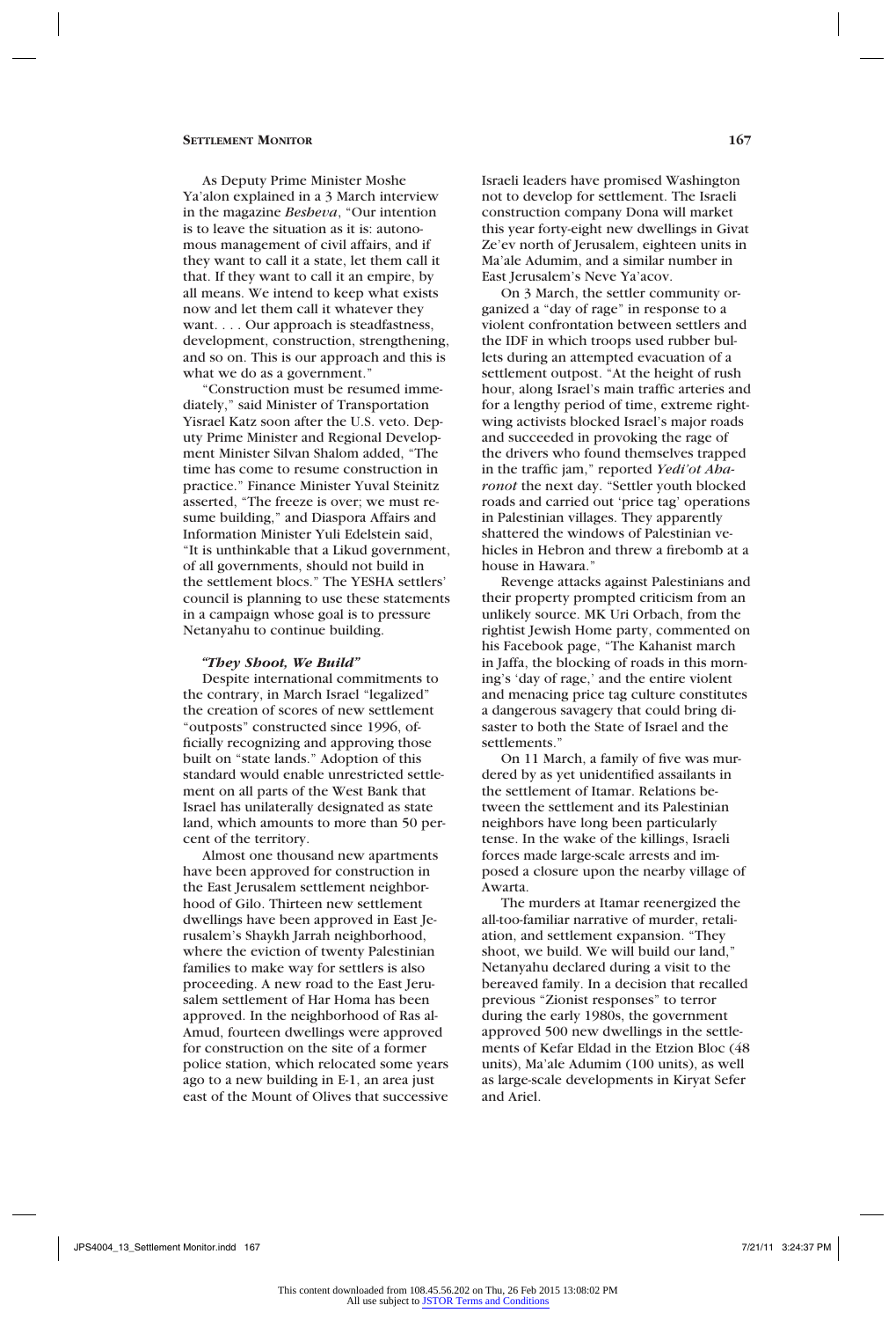As Deputy Prime Minister Moshe Ya'alon explained in a 3 March interview in the magazine *Besheva*, "Our intention is to leave the situation as it is: autonomous management of civil affairs, and if they want to call it a state, let them call it that. If they want to call it an empire, by all means. We intend to keep what exists now and let them call it whatever they want. . . . Our approach is steadfastness, development, construction, strengthening, and so on. This is our approach and this is what we do as a government."

"Construction must be resumed immediately," said Minister of Transportation Yisrael Katz soon after the U.S. veto. Deputy Prime Minister and Regional Development Minister Silvan Shalom added, "The time has come to resume construction in practice." Finance Minister Yuval Steinitz asserted, "The freeze is over; we must resume building," and Diaspora Affairs and Information Minister Yuli Edelstein said, "It is unthinkable that a Likud government, of all governments, should not build in the settlement blocs." The YESHA settlers' council is planning to use these statements in a campaign whose goal is to pressure Netanyahu to continue building.

### *"They Shoot, We Build"*

Despite international commitments to the contrary, in March Israel "legalized" the creation of scores of new settlement "outposts" constructed since 1996, officially recognizing and approving those built on "state lands." Adoption of this standard would enable unrestricted settlement on all parts of the West Bank that Israel has unilaterally designated as state land, which amounts to more than 50 percent of the territory.

Almost one thousand new apartments have been approved for construction in the East Jerusalem settlement neighborhood of Gilo. Thirteen new settlement dwellings have been approved in East Jerusalem's Shaykh Jarrah neighborhood, where the eviction of twenty Palestinian families to make way for settlers is also proceeding. A new road to the East Jerusalem settlement of Har Homa has been approved. In the neighborhood of Ras al-Amud, fourteen dwellings were approved for construction on the site of a former police station, which relocated some years ago to a new building in E-1, an area just east of the Mount of Olives that successive Israeli leaders have promised Washington not to develop for settlement. The Israeli construction company Dona will market this year forty-eight new dwellings in Givat Ze'ev north of Jerusalem, eighteen units in Ma'ale Adumim, and a similar number in East Jerusalem's Neve Ya'acov.

On 3 March, the settler community organized a "day of rage" in response to a violent confrontation between settlers and the IDF in which troops used rubber bullets during an attempted evacuation of a settlement outpost. "At the height of rush hour, along Israel's main traffic arteries and for a lengthy period of time, extreme rightwing activists blocked Israel's major roads and succeeded in provoking the rage of the drivers who found themselves trapped in the traffic jam," reported *Yedi'ot Aharonot* the next day. "Settler youth blocked roads and carried out 'price tag' operations in Palestinian villages. They apparently shattered the windows of Palestinian vehicles in Hebron and threw a firebomb at a house in Hawara."

Revenge attacks against Palestinians and their property prompted criticism from an unlikely source. MK Uri Orbach, from the rightist Jewish Home party, commented on his Facebook page, "The Kahanist march in Jaffa, the blocking of roads in this morning's 'day of rage,' and the entire violent and menacing price tag culture constitutes a dangerous savagery that could bring disaster to both the State of Israel and the settlements."

On 11 March, a family of five was murdered by as yet unidentified assailants in the settlement of Itamar. Relations between the settlement and its Palestinian neighbors have long been particularly tense. In the wake of the killings, Israeli forces made large-scale arrests and imposed a closure upon the nearby village of Awarta.

The murders at Itamar reenergized the all-too-familiar narrative of murder, retaliation, and settlement expansion. "They shoot, we build. We will build our land," Netanyahu declared during a visit to the bereaved family. In a decision that recalled previous "Zionist responses" to terror during the early 1980s, the government approved 500 new dwellings in the settlements of Kefar Eldad in the Etzion Bloc (48 units), Ma'ale Adumim (100 units), as well as large-scale developments in Kiryat Sefer and Ariel.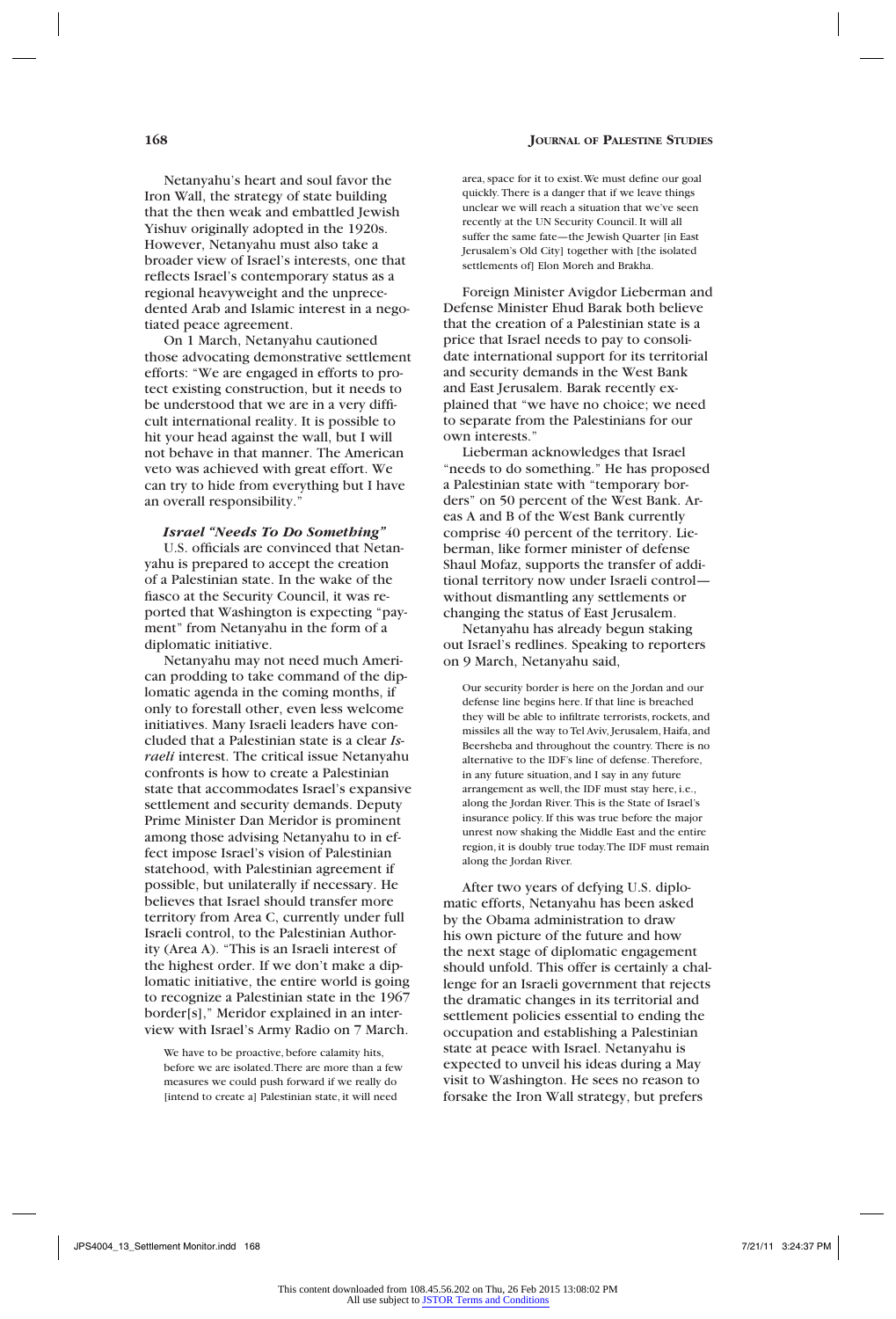Netanyahu's heart and soul favor the Iron Wall, the strategy of state building that the then weak and embattled Jewish Yishuv originally adopted in the 1920s. However, Netanyahu must also take a broader view of Israel's interests, one that reflects Israel's contemporary status as a regional heavyweight and the unprecedented Arab and Islamic interest in a negotiated peace agreement.

On 1 March, Netanyahu cautioned those advocating demonstrative settlement efforts: "We are engaged in efforts to protect existing construction, but it needs to be understood that we are in a very difficult international reality. It is possible to hit your head against the wall, but I will not behave in that manner. The American veto was achieved with great effort. We can try to hide from everything but I have an overall responsibility."

### *Israel "Needs To Do Something"*

U.S. officials are convinced that Netanyahu is prepared to accept the creation of a Palestinian state. In the wake of the fiasco at the Security Council, it was reported that Washington is expecting "payment" from Netanyahu in the form of a diplomatic initiative.

Netanyahu may not need much American prodding to take command of the diplomatic agenda in the coming months, if only to forestall other, even less welcome initiatives. Many Israeli leaders have concluded that a Palestinian state is a clear *Israeli* interest. The critical issue Netanyahu confronts is how to create a Palestinian state that accommodates Israel's expansive settlement and security demands. Deputy Prime Minister Dan Meridor is prominent among those advising Netanyahu to in effect impose Israel's vision of Palestinian statehood, with Palestinian agreement if possible, but unilaterally if necessary. He believes that Israel should transfer more territory from Area C, currently under full Israeli control, to the Palestinian Authority (Area A). "This is an Israeli interest of the highest order. If we don't make a diplomatic initiative, the entire world is going to recognize a Palestinian state in the 1967 border[s]," Meridor explained in an interview with Israel's Army Radio on 7 March.

> We have to be proactive, before calamity hits, before we are isolated. There are more than a few measures we could push forward if we really do [intend to create a] Palestinian state, it will need area, space for it to exist. We must define our goal quickly. There is a danger that if we leave things unclear we will reach a situation that we've seen recently at the UN Security Council. It will all suffer the same fate—the Jewish Quarter [in East Jerusalem's Old City] together with [the isolated settlements of] Elon Moreh and Brakha.

Foreign Minister Avigdor Lieberman and Defense Minister Ehud Barak both believe that the creation of a Palestinian state is a price that Israel needs to pay to consolidate international support for its territorial and security demands in the West Bank and East Jerusalem. Barak recently explained that "we have no choice; we need to separate from the Palestinians for our own interests."

Lieberman acknowledges that Israel "needs to do something." He has proposed a Palestinian state with "temporary borders" on 50 percent of the West Bank. Areas A and B of the West Bank currently comprise 40 percent of the territory. Lieberman, like former minister of defense Shaul Mofaz, supports the transfer of additional territory now under Israeli control—without dismantling any settlements or changing the status of East Jerusalem.

Netanyahu has already begun staking out Israel's redlines. Speaking to reporters on 9 March, Netanyahu said,

> Our security border is here on the Jordan and our defense line begins here. If that line is breached they will be able to infiltrate terrorists, rockets, and missiles all the way to Tel Aviv, Jerusalem, Haifa, and Beersheba and throughout the country. There is no alternative to the IDF's line of defense. Therefore, in any future situation, and I say in any future arrangement as well, the IDF must stay here, i.e., along the Jordan River. This is the State of Israel's insurance policy. If this was true before the major unrest now shaking the Middle East and the entire region, it is doubly true today. The IDF must remain along the Jordan River.

After two years of defying U.S. diplomatic efforts, Netanyahu has been asked by the Obama administration to draw his own picture of the future and how the next stage of diplomatic engagement should unfold. This offer is certainly a challenge for an Israeli government that rejects the dramatic changes in its territorial and settlement policies essential to ending the occupation and establishing a Palestinian state at peace with Israel. Netanyahu is expected to unveil his ideas during a May visit to Washington. He sees no reason to forsake the Iron Wall strategy, but prefers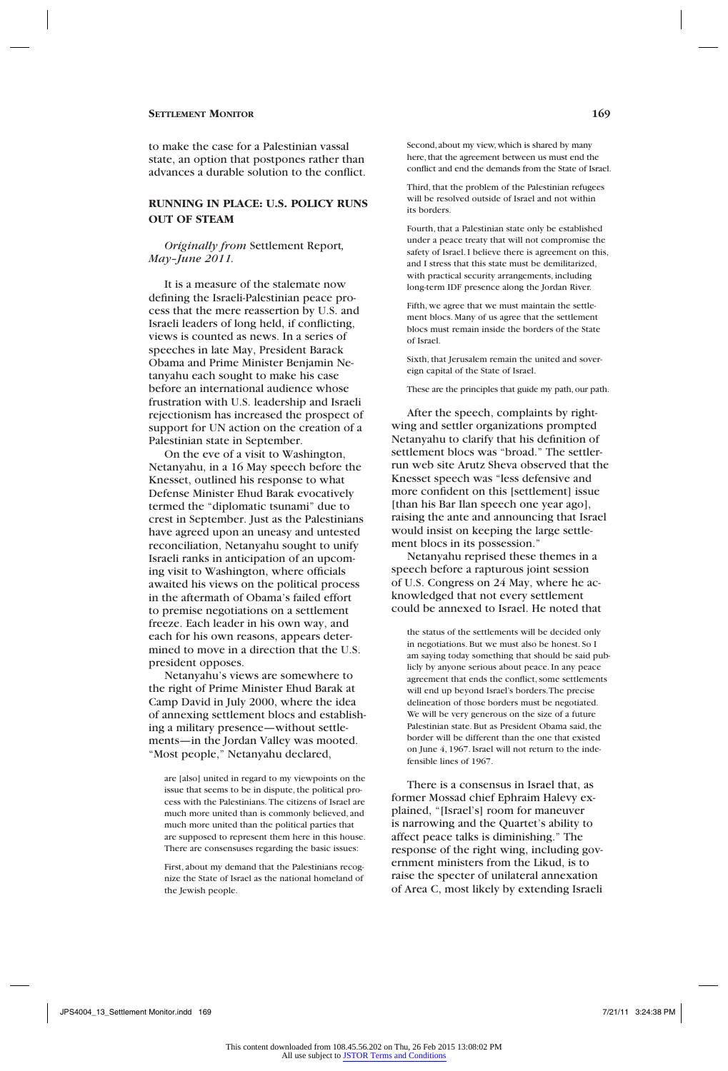to make the case for a Palestinian vassal state, an option that postpones rather than advances a durable solution to the conflict.

## RUNNING IN PLACE: U.S. POLICY RUNS OUT OF STEAM

*Originally from* Settlement Report*, May–June 2011.*

It is a measure of the stalemate now defining the Israeli-Palestinian peace process that the mere reassertion by U.S. and Israeli leaders of long held, if conflicting, views is counted as news. In a series of speeches in late May, President Barack Obama and Prime Minister Benjamin Netanyahu each sought to make his case before an international audience whose frustration with U.S. leadership and Israeli rejectionism has increased the prospect of support for UN action on the creation of a Palestinian state in September.

On the eve of a visit to Washington, Netanyahu, in a 16 May speech before the Knesset, outlined his response to what Defense Minister Ehud Barak evocatively termed the "diplomatic tsunami" due to crest in September. Just as the Palestinians have agreed upon an uneasy and untested reconciliation, Netanyahu sought to unify Israeli ranks in anticipation of an upcoming visit to Washington, where officials awaited his views on the political process in the aftermath of Obama's failed effort to premise negotiations on a settlement freeze. Each leader in his own way, and each for his own reasons, appears determined to move in a direction that the U.S. president opposes.

Netanyahu's views are somewhere to the right of Prime Minister Ehud Barak at Camp David in July 2000, where the idea of annexing settlement blocs and establishing a military presence—without settlements—in the Jordan Valley was mooted. "Most people," Netanyahu declared,

> are [also] united in regard to my viewpoints on the issue that seems to be in dispute, the political process with the Palestinians. The citizens of Israel are much more united than is commonly believed, and much more united than the political parties that are supposed to represent them here in this house. There are consensuses regarding the basic issues:
>
> First, about my demand that the Palestinians recognize the State of Israel as the national homeland of the Jewish people.
>
> Second, about my view, which is shared by many here, that the agreement between us must end the conflict and end the demands from the State of Israel.
>
> Third, that the problem of the Palestinian refugees will be resolved outside of Israel and not within its borders.
>
> Fourth, that a Palestinian state only be established under a peace treaty that will not compromise the safety of Israel. I believe there is agreement on this, and I stress that this state must be demilitarized, with practical security arrangements, including long-term IDF presence along the Jordan River.
>
> Fifth, we agree that we must maintain the settlement blocs. Many of us agree that the settlement blocs must remain inside the borders of the State of Israel.
>
> Sixth, that Jerusalem remain the united and sovereign capital of the State of Israel.
>
> These are the principles that guide my path, our path.

After the speech, complaints by right-wing and settler organizations prompted Netanyahu to clarify that his definition of settlement blocs was "broad." The settler-run web site Arutz Sheva observed that the Knesset speech was "less defensive and more confident on this [settlement] issue [than his Bar Ilan speech one year ago], raising the ante and announcing that Israel would insist on keeping the large settlement blocs in its possession."

Netanyahu reprised these themes in a speech before a rapturous joint session of U.S. Congress on 24 May, where he acknowledged that not every settlement could be annexed to Israel. He noted that

> the status of the settlements will be decided only in negotiations. But we must also be honest. So I am saying today something that should be said publicly by anyone serious about peace. In any peace agreement that ends the conflict, some settlements will end up beyond Israel's borders. The precise delineation of those borders must be negotiated. We will be very generous on the size of a future Palestinian state. But as President Obama said, the border will be different than the one that existed on June 4, 1967. Israel will not return to the indefensible lines of 1967.

There is a consensus in Israel that, as former Mossad chief Ephraim Halevy explained, "[Israel's] room for maneuver is narrowing and the Quartet's ability to affect peace talks is diminishing." The response of the right wing, including government ministers from the Likud, is to raise the specter of unilateral annexation of Area C, most likely by extending Israeli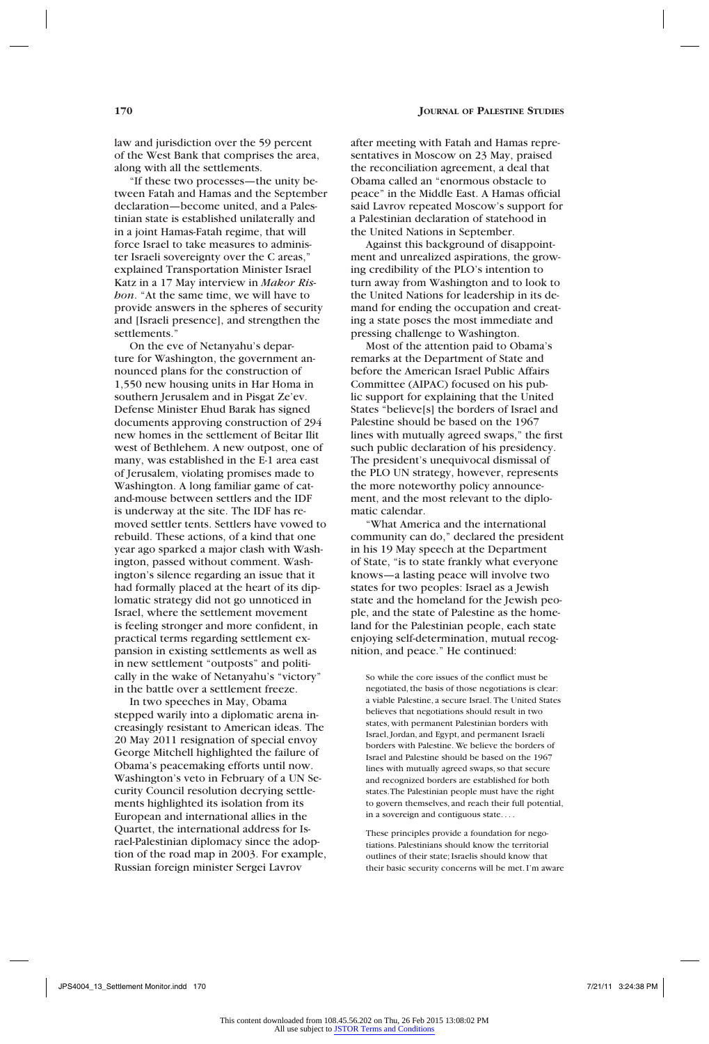law and jurisdiction over the 59 percent of the West Bank that comprises the area, along with all the settlements.

"If these two processes—the unity between Fatah and Hamas and the September declaration—become united, and a Palestinian state is established unilaterally and in a joint Hamas-Fatah regime, that will force Israel to take measures to administer Israeli sovereignty over the C areas," explained Transportation Minister Israel Katz in a 17 May interview in *Makor Rishon*. "At the same time, we will have to provide answers in the spheres of security and [Israeli presence], and strengthen the settlements."

On the eve of Netanyahu's departure for Washington, the government announced plans for the construction of 1,550 new housing units in Har Homa in southern Jerusalem and in Pisgat Ze'ev. Defense Minister Ehud Barak has signed documents approving construction of 294 new homes in the settlement of Beitar Ilit west of Bethlehem. A new outpost, one of many, was established in the E-1 area east of Jerusalem, violating promises made to Washington. A long familiar game of cat-and-mouse between settlers and the IDF is underway at the site. The IDF has removed settler tents. Settlers have vowed to rebuild. These actions, of a kind that one year ago sparked a major clash with Washington, passed without comment. Washington's silence regarding an issue that it had formally placed at the heart of its diplomatic strategy did not go unnoticed in Israel, where the settlement movement is feeling stronger and more confident, in practical terms regarding settlement expansion in existing settlements as well as in new settlement "outposts" and politically in the wake of Netanyahu's "victory" in the battle over a settlement freeze.

In two speeches in May, Obama stepped warily into a diplomatic arena increasingly resistant to American ideas. The 20 May 2011 resignation of special envoy George Mitchell highlighted the failure of Obama's peacemaking efforts until now. Washington's veto in February of a UN Security Council resolution decrying settlements highlighted its isolation from its European and international allies in the Quartet, the international address for Israel-Palestinian diplomacy since the adoption of the road map in 2003. For example, Russian foreign minister Sergei Lavrov after meeting with Fatah and Hamas representatives in Moscow on 23 May, praised the reconciliation agreement, a deal that Obama called an "enormous obstacle to peace" in the Middle East. A Hamas official said Lavrov repeated Moscow's support for a Palestinian declaration of statehood in the United Nations in September.

Against this background of disappointment and unrealized aspirations, the growing credibility of the PLO's intention to turn away from Washington and to look to the United Nations for leadership in its demand for ending the occupation and creating a state poses the most immediate and pressing challenge to Washington.

Most of the attention paid to Obama's remarks at the Department of State and before the American Israel Public Affairs Committee (AIPAC) focused on his public support for explaining that the United States "believe[s] the borders of Israel and Palestine should be based on the 1967 lines with mutually agreed swaps," the first such public declaration of his presidency. The president's unequivocal dismissal of the PLO UN strategy, however, represents the more noteworthy policy announcement, and the most relevant to the diplomatic calendar.

"What America and the international community can do," declared the president in his 19 May speech at the Department of State, "is to state frankly what everyone knows—a lasting peace will involve two states for two peoples: Israel as a Jewish state and the homeland for the Jewish people, and the state of Palestine as the homeland for the Palestinian people, each state enjoying self-determination, mutual recognition, and peace." He continued:

> So while the core issues of the conflict must be negotiated, the basis of those negotiations is clear: a viable Palestine, a secure Israel. The United States believes that negotiations should result in two states, with permanent Palestinian borders with Israel, Jordan, and Egypt, and permanent Israeli borders with Palestine. We believe the borders of Israel and Palestine should be based on the 1967 lines with mutually agreed swaps, so that secure and recognized borders are established for both states. The Palestinian people must have the right to govern themselves, and reach their full potential, in a sovereign and contiguous state. . . .
>
> These principles provide a foundation for negotiations. Palestinians should know the territorial outlines of their state; Israelis should know that their basic security concerns will be met. I'm aware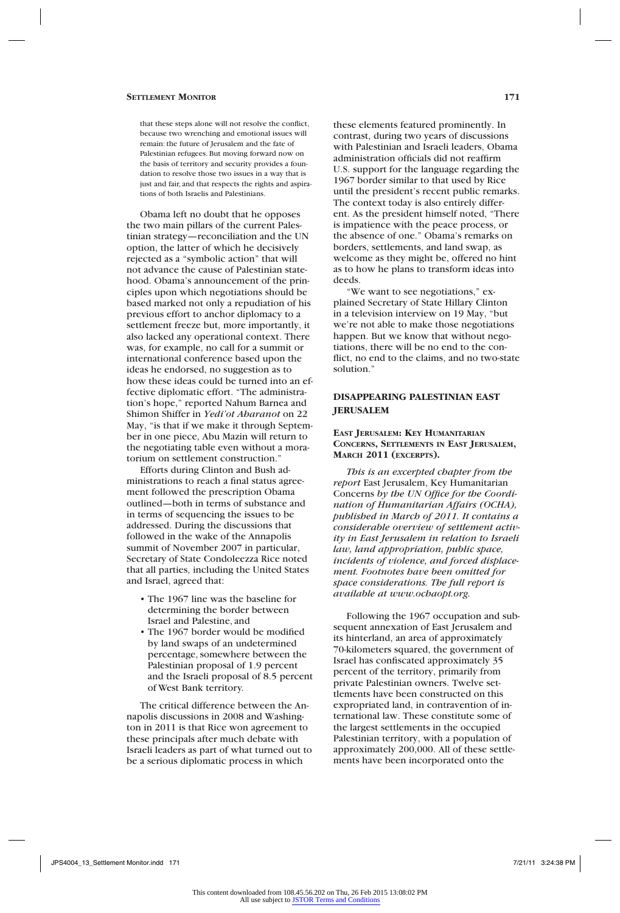> that these steps alone will not resolve the conflict, because two wrenching and emotional issues will remain: the future of Jerusalem and the fate of Palestinian refugees. But moving forward now on the basis of territory and security provides a foundation to resolve those two issues in a way that is just and fair, and that respects the rights and aspirations of both Israelis and Palestinians.

Obama left no doubt that he opposes the two main pillars of the current Palestinian strategy—reconciliation and the UN option, the latter of which he decisively rejected as a "symbolic action" that will not advance the cause of Palestinian statehood. Obama's announcement of the principles upon which negotiations should be based marked not only a repudiation of his previous effort to anchor diplomacy to a settlement freeze but, more importantly, it also lacked any operational context. There was, for example, no call for a summit or international conference based upon the ideas he endorsed, no suggestion as to how these ideas could be turned into an effective diplomatic effort. "The administration's hope," reported Nahum Barnea and Shimon Shiffer in *Yedi'ot Aharanot* on 22 May, "is that if we make it through September in one piece, Abu Mazin will return to the negotiating table even without a moratorium on settlement construction."

Efforts during Clinton and Bush administrations to reach a final status agreement followed the prescription Obama outlined—both in terms of substance and in terms of sequencing the issues to be addressed. During the discussions that followed in the wake of the Annapolis summit of November 2007 in particular, Secretary of State Condoleezza Rice noted that all parties, including the United States and Israel, agreed that:

- The 1967 line was the baseline for determining the border between Israel and Palestine, and
- The 1967 border would be modified by land swaps of an undetermined percentage, somewhere between the Palestinian proposal of 1.9 percent and the Israeli proposal of 8.5 percent of West Bank territory.

The critical difference between the Annapolis discussions in 2008 and Washington in 2011 is that Rice won agreement to these principals after much debate with Israeli leaders as part of what turned out to be a serious diplomatic process in which these elements featured prominently. In contrast, during two years of discussions with Palestinian and Israeli leaders, Obama administration officials did not reaffirm U.S. support for the language regarding the 1967 border similar to that used by Rice until the president's recent public remarks. The context today is also entirely different. As the president himself noted, "There is impatience with the peace process, or the absence of one." Obama's remarks on borders, settlements, and land swap, as welcome as they might be, offered no hint as to how he plans to transform ideas into deeds.

"We want to see negotiations," explained Secretary of State Hillary Clinton in a television interview on 19 May, "but we're not able to make those negotiations happen. But we know that without negotiations, there will be no end to the conflict, no end to the claims, and no two-state solution."

## DISAPPEARING PALESTINIAN EAST JERUSALEM

### EAST JERUSALEM: KEY HUMANITARIAN CONCERNS, SETTLEMENTS IN EAST JERUSALEM, MARCH 2011 (EXCERPTS).

*This is an excerpted chapter from the report* East Jerusalem, Key Humanitarian Concerns *by the UN Office for the Coordination of Humanitarian Affairs (OCHA), published in March of 2011. It contains a considerable overview of settlement activity in East Jerusalem in relation to Israeli law, land appropriation, public space, incidents of violence, and forced displacement. Footnotes have been omitted for space considerations. The full report is available at www.ochaopt.org.*

Following the 1967 occupation and subsequent annexation of East Jerusalem and its hinterland, an area of approximately 70-kilometers squared, the government of Israel has confiscated approximately 35 percent of the territory, primarily from private Palestinian owners. Twelve settlements have been constructed on this expropriated land, in contravention of international law. These constitute some of the largest settlements in the occupied Palestinian territory, with a population of approximately 200,000. All of these settlements have been incorporated onto the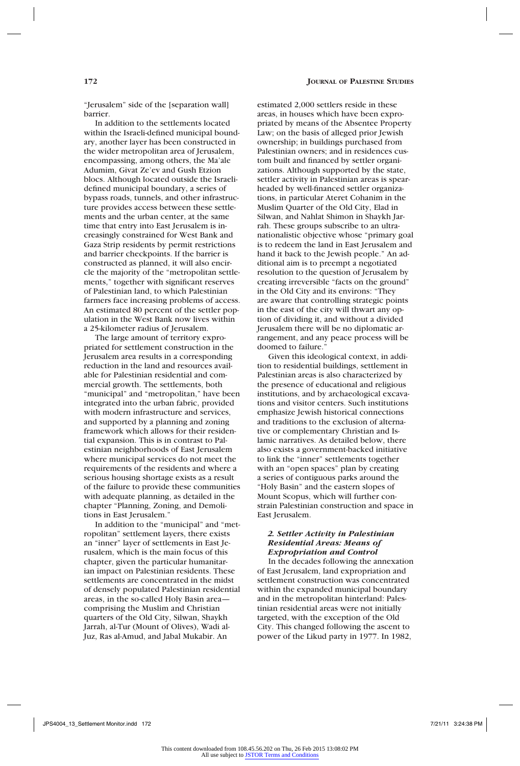"Jerusalem" side of the [separation wall] barrier.

In addition to the settlements located within the Israeli-defined municipal boundary, another layer has been constructed in the wider metropolitan area of Jerusalem, encompassing, among others, the Ma'ale Adumim, Givat Ze'ev and Gush Etzion blocs. Although located outside the Israeli-defined municipal boundary, a series of bypass roads, tunnels, and other infrastructure provides access between these settlements and the urban center, at the same time that entry into East Jerusalem is increasingly constrained for West Bank and Gaza Strip residents by permit restrictions and barrier checkpoints. If the barrier is constructed as planned, it will also encircle the majority of the "metropolitan settlements," together with significant reserves of Palestinian land, to which Palestinian farmers face increasing problems of access. An estimated 80 percent of the settler population in the West Bank now lives within a 25-kilometer radius of Jerusalem.

The large amount of territory expropriated for settlement construction in the Jerusalem area results in a corresponding reduction in the land and resources available for Palestinian residential and commercial growth. The settlements, both "municipal" and "metropolitan," have been integrated into the urban fabric, provided with modern infrastructure and services, and supported by a planning and zoning framework which allows for their residential expansion. This is in contrast to Palestinian neighborhoods of East Jerusalem where municipal services do not meet the requirements of the residents and where a serious housing shortage exists as a result of the failure to provide these communities with adequate planning, as detailed in the chapter "Planning, Zoning, and Demolitions in East Jerusalem."

In addition to the "municipal" and "metropolitan" settlement layers, there exists an "inner" layer of settlements in East Jerusalem, which is the main focus of this chapter, given the particular humanitarian impact on Palestinian residents. These settlements are concentrated in the midst of densely populated Palestinian residential areas, in the so-called Holy Basin area—comprising the Muslim and Christian quarters of the Old City, Silwan, Shaykh Jarrah, al-Tur (Mount of Olives), Wadi al-Juz, Ras al-Amud, and Jabal Mukabir. An estimated 2,000 settlers reside in these areas, in houses which have been expropriated by means of the Absentee Property Law; on the basis of alleged prior Jewish ownership; in buildings purchased from Palestinian owners; and in residences custom built and financed by settler organizations. Although supported by the state, settler activity in Palestinian areas is spearheaded by well-financed settler organizations, in particular Ateret Cohanim in the Muslim Quarter of the Old City, Elad in Silwan, and Nahlat Shimon in Shaykh Jarrah. These groups subscribe to an ultranationalistic objective whose "primary goal is to redeem the land in East Jerusalem and hand it back to the Jewish people." An additional aim is to preempt a negotiated resolution to the question of Jerusalem by creating irreversible "facts on the ground" in the Old City and its environs: "They are aware that controlling strategic points in the east of the city will thwart any option of dividing it, and without a divided Jerusalem there will be no diplomatic arrangement, and any peace process will be doomed to failure."

Given this ideological context, in addition to residential buildings, settlement in Palestinian areas is also characterized by the presence of educational and religious institutions, and by archaeological excavations and visitor centers. Such institutions emphasize Jewish historical connections and traditions to the exclusion of alternative or complementary Christian and Islamic narratives. As detailed below, there also exists a government-backed initiative to link the "inner" settlements together with an "open spaces" plan by creating a series of contiguous parks around the "Holy Basin" and the eastern slopes of Mount Scopus, which will further constrain Palestinian construction and space in East Jerusalem.

### *2. Settler Activity in Palestinian Residential Areas: Means of Expropriation and Control*

In the decades following the annexation of East Jerusalem, land expropriation and settlement construction was concentrated within the expanded municipal boundary and in the metropolitan hinterland: Palestinian residential areas were not initially targeted, with the exception of the Old City. This changed following the ascent to power of the Likud party in 1977. In 1982,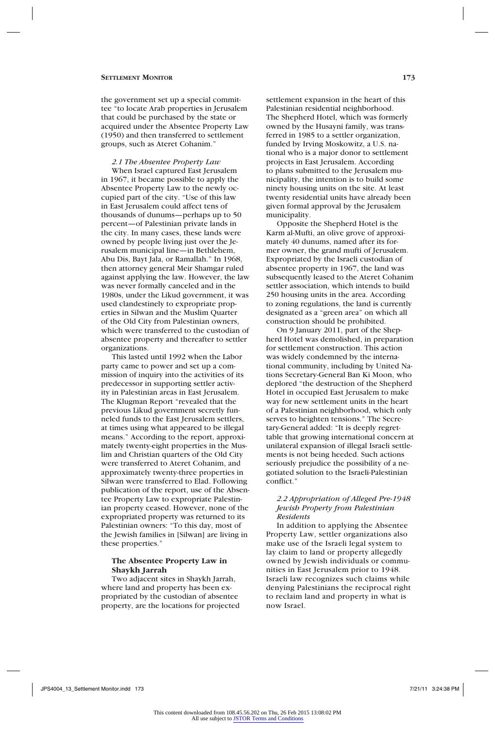the government set up a special committee "to locate Arab properties in Jerusalem that could be purchased by the state or acquired under the Absentee Property Law (1950) and then transferred to settlement groups, such as Ateret Cohanim."

*2.1 The Absentee Property Law*

When Israel captured East Jerusalem in 1967, it became possible to apply the Absentee Property Law to the newly occupied part of the city. "Use of this law in East Jerusalem could affect tens of thousands of dunums—perhaps up to 50 percent—of Palestinian private lands in the city. In many cases, these lands were owned by people living just over the Jerusalem municipal line—in Bethlehem, Abu Dis, Bayt Jala, or Ramallah." In 1968, then attorney general Meir Shamgar ruled against applying the law. However, the law was never formally canceled and in the 1980s, under the Likud government, it was used clandestinely to expropriate properties in Silwan and the Muslim Quarter of the Old City from Palestinian owners, which were transferred to the custodian of absentee property and thereafter to settler organizations.

This lasted until 1992 when the Labor party came to power and set up a commission of inquiry into the activities of its predecessor in supporting settler activity in Palestinian areas in East Jerusalem. The Klugman Report "revealed that the previous Likud government secretly funneled funds to the East Jerusalem settlers, at times using what appeared to be illegal means." According to the report, approximately twenty-eight properties in the Muslim and Christian quarters of the Old City were transferred to Ateret Cohanim, and approximately twenty-three properties in Silwan were transferred to Elad. Following publication of the report, use of the Absentee Property Law to expropriate Palestinian property ceased. However, none of the expropriated property was returned to its Palestinian owners: "To this day, most of the Jewish families in [Silwan] are living in these properties."

**The Absentee Property Law in Shaykh Jarrah**

Two adjacent sites in Shaykh Jarrah, where land and property has been expropriated by the custodian of absentee property, are the locations for projected settlement expansion in the heart of this Palestinian residential neighborhood. The Shepherd Hotel, which was formerly owned by the Husayni family, was transferred in 1985 to a settler organization, funded by Irving Moskowitz, a U.S. national who is a major donor to settlement projects in East Jerusalem. According to plans submitted to the Jerusalem municipality, the intention is to build some ninety housing units on the site. At least twenty residential units have already been given formal approval by the Jerusalem municipality.

Opposite the Shepherd Hotel is the Karm al-Mufti, an olive grove of approximately 40 dunums, named after its former owner, the grand mufti of Jerusalem. Expropriated by the Israeli custodian of absentee property in 1967, the land was subsequently leased to the Ateret Cohanim settler association, which intends to build 250 housing units in the area. According to zoning regulations, the land is currently designated as a "green area" on which all construction should be prohibited.

On 9 January 2011, part of the Shepherd Hotel was demolished, in preparation for settlement construction. This action was widely condemned by the international community, including by United Nations Secretary-General Ban Ki Moon, who deplored "the destruction of the Shepherd Hotel in occupied East Jerusalem to make way for new settlement units in the heart of a Palestinian neighborhood, which only serves to heighten tensions." The Secretary-General added: "It is deeply regrettable that growing international concern at unilateral expansion of illegal Israeli settlements is not being heeded. Such actions seriously prejudice the possibility of a negotiated solution to the Israeli-Palestinian conflict."

*2.2 Appropriation of Alleged Pre-1948 Jewish Property from Palestinian Residents*

In addition to applying the Absentee Property Law, settler organizations also make use of the Israeli legal system to lay claim to land or property allegedly owned by Jewish individuals or communities in East Jerusalem prior to 1948. Israeli law recognizes such claims while denying Palestinians the reciprocal right to reclaim land and property in what is now Israel.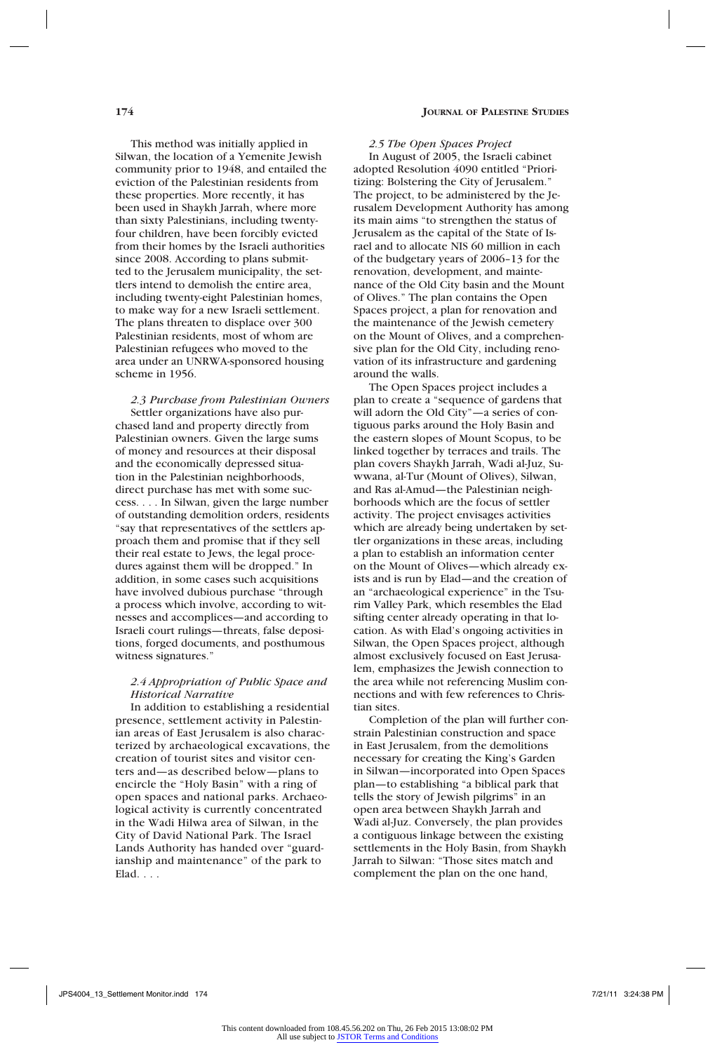This method was initially applied in Silwan, the location of a Yemenite Jewish community prior to 1948, and entailed the eviction of the Palestinian residents from these properties. More recently, it has been used in Shaykh Jarrah, where more than sixty Palestinians, including twenty-four children, have been forcibly evicted from their homes by the Israeli authorities since 2008. According to plans submitted to the Jerusalem municipality, the settlers intend to demolish the entire area, including twenty-eight Palestinian homes, to make way for a new Israeli settlement. The plans threaten to displace over 300 Palestinian residents, most of whom are Palestinian refugees who moved to the area under an UNRWA-sponsored housing scheme in 1956.

*2.3 Purchase from Palestinian Owners*

Settler organizations have also purchased land and property directly from Palestinian owners. Given the large sums of money and resources at their disposal and the economically depressed situation in the Palestinian neighborhoods, direct purchase has met with some success. . . . In Silwan, given the large number of outstanding demolition orders, residents "say that representatives of the settlers approach them and promise that if they sell their real estate to Jews, the legal procedures against them will be dropped." In addition, in some cases such acquisitions have involved dubious purchase "through a process which involve, according to witnesses and accomplices—and according to Israeli court rulings—threats, false depositions, forged documents, and posthumous witness signatures."

*2.4 Appropriation of Public Space and Historical Narrative*

In addition to establishing a residential presence, settlement activity in Palestinian areas of East Jerusalem is also characterized by archaeological excavations, the creation of tourist sites and visitor centers and—as described below—plans to encircle the "Holy Basin" with a ring of open spaces and national parks. Archaeological activity is currently concentrated in the Wadi Hilwa area of Silwan, in the City of David National Park. The Israel Lands Authority has handed over "guardianship and maintenance" of the park to Elad. . . .

*2.5 The Open Spaces Project*

In August of 2005, the Israeli cabinet adopted Resolution 4090 entitled "Prioritizing: Bolstering the City of Jerusalem." The project, to be administered by the Jerusalem Development Authority has among its main aims "to strengthen the status of Jerusalem as the capital of the State of Israel and to allocate NIS 60 million in each of the budgetary years of 2006–13 for the renovation, development, and maintenance of the Old City basin and the Mount of Olives." The plan contains the Open Spaces project, a plan for renovation and the maintenance of the Jewish cemetery on the Mount of Olives, and a comprehensive plan for the Old City, including renovation of its infrastructure and gardening around the walls.

The Open Spaces project includes a plan to create a "sequence of gardens that will adorn the Old City"—a series of contiguous parks around the Holy Basin and the eastern slopes of Mount Scopus, to be linked together by terraces and trails. The plan covers Shaykh Jarrah, Wadi al-Juz, Suwwana, al-Tur (Mount of Olives), Silwan, and Ras al-Amud—the Palestinian neighborhoods which are the focus of settler activity. The project envisages activities which are already being undertaken by settler organizations in these areas, including a plan to establish an information center on the Mount of Olives—which already exists and is run by Elad—and the creation of an "archaeological experience" in the Tsurim Valley Park, which resembles the Elad sifting center already operating in that location. As with Elad's ongoing activities in Silwan, the Open Spaces project, although almost exclusively focused on East Jerusalem, emphasizes the Jewish connection to the area while not referencing Muslim connections and with few references to Christian sites.

Completion of the plan will further constrain Palestinian construction and space in East Jerusalem, from the demolitions necessary for creating the King's Garden in Silwan—incorporated into Open Spaces plan—to establishing "a biblical park that tells the story of Jewish pilgrims" in an open area between Shaykh Jarrah and Wadi al-Juz. Conversely, the plan provides a contiguous linkage between the existing settlements in the Holy Basin, from Shaykh Jarrah to Silwan: "Those sites match and complement the plan on the one hand,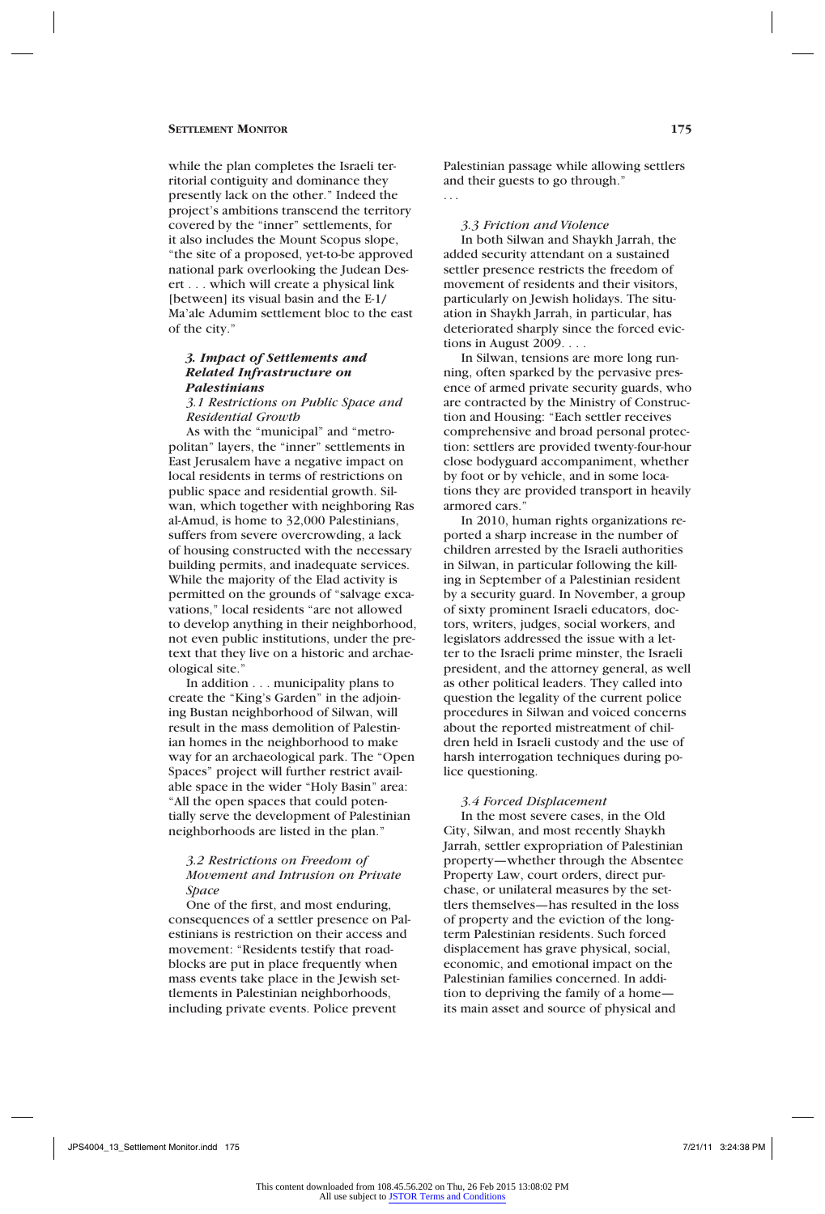while the plan completes the Israeli territorial contiguity and dominance they presently lack on the other." Indeed the project's ambitions transcend the territory covered by the "inner" settlements, for it also includes the Mount Scopus slope, "the site of a proposed, yet-to-be approved national park overlooking the Judean Desert . . . which will create a physical link [between] its visual basin and the E-1/Ma'ale Adumim settlement bloc to the east of the city."

### *3. Impact of Settlements and Related Infrastructure on Palestinians*

#### *3.1 Restrictions on Public Space and Residential Growth*

As with the "municipal" and "metropolitan" layers, the "inner" settlements in East Jerusalem have a negative impact on local residents in terms of restrictions on public space and residential growth. Silwan, which together with neighboring Ras al-Amud, is home to 32,000 Palestinians, suffers from severe overcrowding, a lack of housing constructed with the necessary building permits, and inadequate services. While the majority of the Elad activity is permitted on the grounds of "salvage excavations," local residents "are not allowed to develop anything in their neighborhood, not even public institutions, under the pretext that they live on a historic and archaeological site."

In addition . . . municipality plans to create the "King's Garden" in the adjoining Bustan neighborhood of Silwan, will result in the mass demolition of Palestinian homes in the neighborhood to make way for an archaeological park. The "Open Spaces" project will further restrict available space in the wider "Holy Basin" area: "All the open spaces that could potentially serve the development of Palestinian neighborhoods are listed in the plan."

#### *3.2 Restrictions on Freedom of Movement and Intrusion on Private Space*

One of the first, and most enduring, consequences of a settler presence on Palestinians is restriction on their access and movement: "Residents testify that roadblocks are put in place frequently when mass events take place in the Jewish settlements in Palestinian neighborhoods, including private events. Police prevent Palestinian passage while allowing settlers and their guests to go through."

. . .

#### *3.3 Friction and Violence*

In both Silwan and Shaykh Jarrah, the added security attendant on a sustained settler presence restricts the freedom of movement of residents and their visitors, particularly on Jewish holidays. The situation in Shaykh Jarrah, in particular, has deteriorated sharply since the forced evictions in August 2009. . . .

In Silwan, tensions are more long running, often sparked by the pervasive presence of armed private security guards, who are contracted by the Ministry of Construction and Housing: "Each settler receives comprehensive and broad personal protection: settlers are provided twenty-four-hour close bodyguard accompaniment, whether by foot or by vehicle, and in some locations they are provided transport in heavily armored cars."

In 2010, human rights organizations reported a sharp increase in the number of children arrested by the Israeli authorities in Silwan, in particular following the killing in September of a Palestinian resident by a security guard. In November, a group of sixty prominent Israeli educators, doctors, writers, judges, social workers, and legislators addressed the issue with a letter to the Israeli prime minster, the Israeli president, and the attorney general, as well as other political leaders. They called into question the legality of the current police procedures in Silwan and voiced concerns about the reported mistreatment of children held in Israeli custody and the use of harsh interrogation techniques during police questioning.

#### *3.4 Forced Displacement*

In the most severe cases, in the Old City, Silwan, and most recently Shaykh Jarrah, settler expropriation of Palestinian property—whether through the Absentee Property Law, court orders, direct purchase, or unilateral measures by the settlers themselves—has resulted in the loss of property and the eviction of the long-term Palestinian residents. Such forced displacement has grave physical, social, economic, and emotional impact on the Palestinian families concerned. In addition to depriving the family of a home—its main asset and source of physical and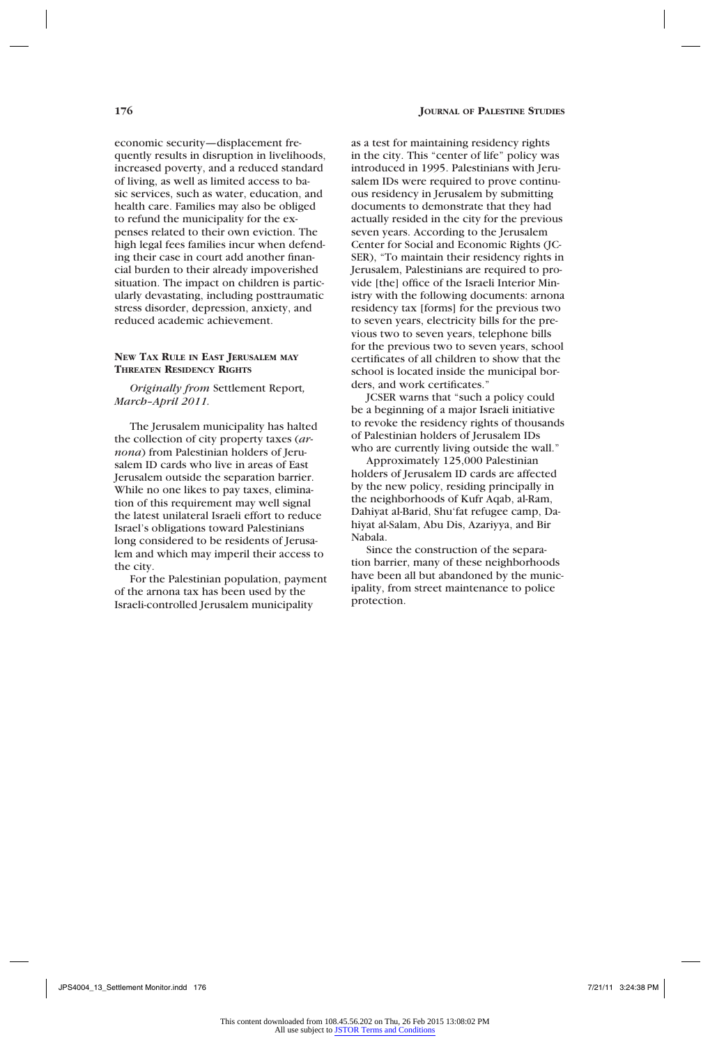economic security—displacement frequently results in disruption in livelihoods, increased poverty, and a reduced standard of living, as well as limited access to basic services, such as water, education, and health care. Families may also be obliged to refund the municipality for the expenses related to their own eviction. The high legal fees families incur when defending their case in court add another financial burden to their already impoverished situation. The impact on children is particularly devastating, including posttraumatic stress disorder, depression, anxiety, and reduced academic achievement.

### New Tax Rule in East Jerusalem may Threaten Residency Rights

*Originally from* Settlement Report*, March–April 2011.*

The Jerusalem municipality has halted the collection of city property taxes (*arnona*) from Palestinian holders of Jerusalem ID cards who live in areas of East Jerusalem outside the separation barrier. While no one likes to pay taxes, elimination of this requirement may well signal the latest unilateral Israeli effort to reduce Israel's obligations toward Palestinians long considered to be residents of Jerusalem and which may imperil their access to the city.

For the Palestinian population, payment of the arnona tax has been used by the Israeli-controlled Jerusalem municipality as a test for maintaining residency rights in the city. This "center of life" policy was introduced in 1995. Palestinians with Jerusalem IDs were required to prove continuous residency in Jerusalem by submitting documents to demonstrate that they had actually resided in the city for the previous seven years. According to the Jerusalem Center for Social and Economic Rights (JCSER), "To maintain their residency rights in Jerusalem, Palestinians are required to provide [the] office of the Israeli Interior Ministry with the following documents: arnona residency tax [forms] for the previous two to seven years, electricity bills for the previous two to seven years, telephone bills for the previous two to seven years, school certificates of all children to show that the school is located inside the municipal borders, and work certificates."

JCSER warns that "such a policy could be a beginning of a major Israeli initiative to revoke the residency rights of thousands of Palestinian holders of Jerusalem IDs who are currently living outside the wall."

Approximately 125,000 Palestinian holders of Jerusalem ID cards are affected by the new policy, residing principally in the neighborhoods of Kufr Aqab, al-Ram, Dahiyat al-Barid, Shu'fat refugee camp, Dahiyat al-Salam, Abu Dis, Azariyya, and Bir Nabala.

Since the construction of the separation barrier, many of these neighborhoods have been all but abandoned by the municipality, from street maintenance to police protection.